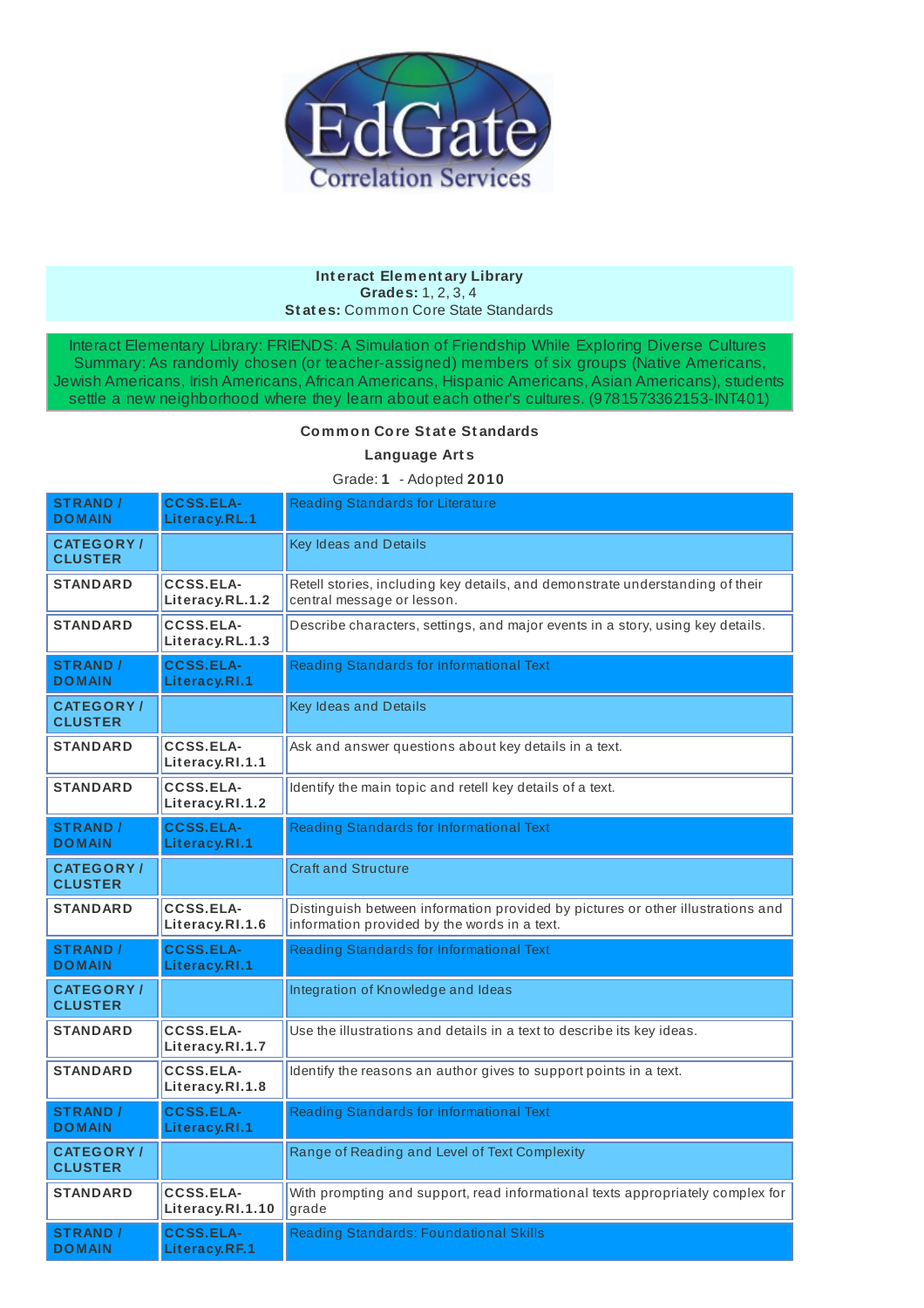EdGate Correlation Services

**Interact Elementary Library**
**Grades:** 1, 2, 3, 4
**States:** Common Core State Standards

Interact Elementary Library: FRIENDS: A Simulation of Friendship While Exploring Diverse Cultures
Summary: As randomly chosen (or teacher-assigned) members of six groups (Native Americans, Jewish Americans, Irish Americans, African Americans, Hispanic Americans, Asian Americans), students settle a new neighborhood where they learn about each other's cultures. (9781573362153-INT401)

**Common Core State Standards**

**Language Arts**

Grade: **1** - Adopted **2010**

| | | |
|---|---|---|
| **STRAND / DOMAIN** | **CCSS.ELA-Literacy.RL.1** | Reading Standards for Literature |
| **CATEGORY / CLUSTER** | | Key Ideas and Details |
| **STANDARD** | **CCSS.ELA-Literacy.RL.1.2** | Retell stories, including key details, and demonstrate understanding of their central message or lesson. |
| **STANDARD** | **CCSS.ELA-Literacy.RL.1.3** | Describe characters, settings, and major events in a story, using key details. |
| **STRAND / DOMAIN** | **CCSS.ELA-Literacy.RI.1** | Reading Standards for Informational Text |
| **CATEGORY / CLUSTER** | | Key Ideas and Details |
| **STANDARD** | **CCSS.ELA-Literacy.RI.1.1** | Ask and answer questions about key details in a text. |
| **STANDARD** | **CCSS.ELA-Literacy.RI.1.2** | Identify the main topic and retell key details of a text. |
| **STRAND / DOMAIN** | **CCSS.ELA-Literacy.RI.1** | Reading Standards for Informational Text |
| **CATEGORY / CLUSTER** | | Craft and Structure |
| **STANDARD** | **CCSS.ELA-Literacy.RI.1.6** | Distinguish between information provided by pictures or other illustrations and information provided by the words in a text. |
| **STRAND / DOMAIN** | **CCSS.ELA-Literacy.RI.1** | Reading Standards for Informational Text |
| **CATEGORY / CLUSTER** | | Integration of Knowledge and Ideas |
| **STANDARD** | **CCSS.ELA-Literacy.RI.1.7** | Use the illustrations and details in a text to describe its key ideas. |
| **STANDARD** | **CCSS.ELA-Literacy.RI.1.8** | Identify the reasons an author gives to support points in a text. |
| **STRAND / DOMAIN** | **CCSS.ELA-Literacy.RI.1** | Reading Standards for Informational Text |
| **CATEGORY / CLUSTER** | | Range of Reading and Level of Text Complexity |
| **STANDARD** | **CCSS.ELA-Literacy.RI.1.10** | With prompting and support, read informational texts appropriately complex for grade |
| **STRAND / DOMAIN** | **CCSS.ELA-Literacy.RF.1** | Reading Standards: Foundational Skills |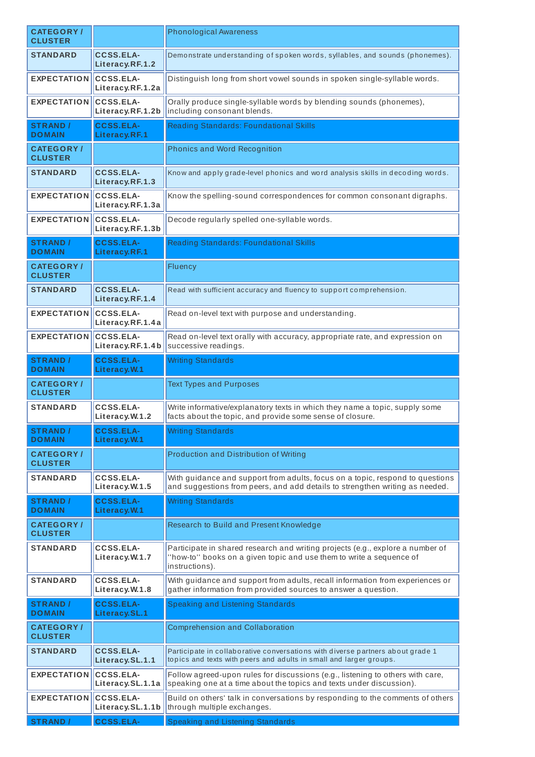| | | |
|---|---|---|
| **CATEGORY / CLUSTER** | | Phonological Awareness |
| **STANDARD** | **CCSS.ELA-Literacy.RF.1.2** | Demonstrate understanding of spoken words, syllables, and sounds (phonemes). |
| **EXPECTATION** | **CCSS.ELA-Literacy.RF.1.2a** | Distinguish long from short vowel sounds in spoken single-syllable words. |
| **EXPECTATION** | **CCSS.ELA-Literacy.RF.1.2b** | Orally produce single-syllable words by blending sounds (phonemes), including consonant blends. |
| **STRAND / DOMAIN** | **CCSS.ELA-Literacy.RF.1** | Reading Standards: Foundational Skills |
| **CATEGORY / CLUSTER** | | Phonics and Word Recognition |
| **STANDARD** | **CCSS.ELA-Literacy.RF.1.3** | Know and apply grade-level phonics and word analysis skills in decoding words. |
| **EXPECTATION** | **CCSS.ELA-Literacy.RF.1.3a** | Know the spelling-sound correspondences for common consonant digraphs. |
| **EXPECTATION** | **CCSS.ELA-Literacy.RF.1.3b** | Decode regularly spelled one-syllable words. |
| **STRAND / DOMAIN** | **CCSS.ELA-Literacy.RF.1** | Reading Standards: Foundational Skills |
| **CATEGORY / CLUSTER** | | Fluency |
| **STANDARD** | **CCSS.ELA-Literacy.RF.1.4** | Read with sufficient accuracy and fluency to support comprehension. |
| **EXPECTATION** | **CCSS.ELA-Literacy.RF.1.4a** | Read on-level text with purpose and understanding. |
| **EXPECTATION** | **CCSS.ELA-Literacy.RF.1.4b** | Read on-level text orally with accuracy, appropriate rate, and expression on successive readings. |
| **STRAND / DOMAIN** | **CCSS.ELA-Literacy.W.1** | Writing Standards |
| **CATEGORY / CLUSTER** | | Text Types and Purposes |
| **STANDARD** | **CCSS.ELA-Literacy.W.1.2** | Write informative/explanatory texts in which they name a topic, supply some facts about the topic, and provide some sense of closure. |
| **STRAND / DOMAIN** | **CCSS.ELA-Literacy.W.1** | Writing Standards |
| **CATEGORY / CLUSTER** | | Production and Distribution of Writing |
| **STANDARD** | **CCSS.ELA-Literacy.W.1.5** | With guidance and support from adults, focus on a topic, respond to questions and suggestions from peers, and add details to strengthen writing as needed. |
| **STRAND / DOMAIN** | **CCSS.ELA-Literacy.W.1** | Writing Standards |
| **CATEGORY / CLUSTER** | | Research to Build and Present Knowledge |
| **STANDARD** | **CCSS.ELA-Literacy.W.1.7** | Participate in shared research and writing projects (e.g., explore a number of "how-to" books on a given topic and use them to write a sequence of instructions). |
| **STANDARD** | **CCSS.ELA-Literacy.W.1.8** | With guidance and support from adults, recall information from experiences or gather information from provided sources to answer a question. |
| **STRAND / DOMAIN** | **CCSS.ELA-Literacy.SL.1** | Speaking and Listening Standards |
| **CATEGORY / CLUSTER** | | Comprehension and Collaboration |
| **STANDARD** | **CCSS.ELA-Literacy.SL.1.1** | Participate in collaborative conversations with diverse partners about grade 1 topics and texts with peers and adults in small and larger groups. |
| **EXPECTATION** | **CCSS.ELA-Literacy.SL.1.1a** | Follow agreed-upon rules for discussions (e.g., listening to others with care, speaking one at a time about the topics and texts under discussion). |
| **EXPECTATION** | **CCSS.ELA-Literacy.SL.1.1b** | Build on others' talk in conversations by responding to the comments of others through multiple exchanges. |
| **STRAND /** | **CCSS.ELA-** | Speaking and Listening Standards |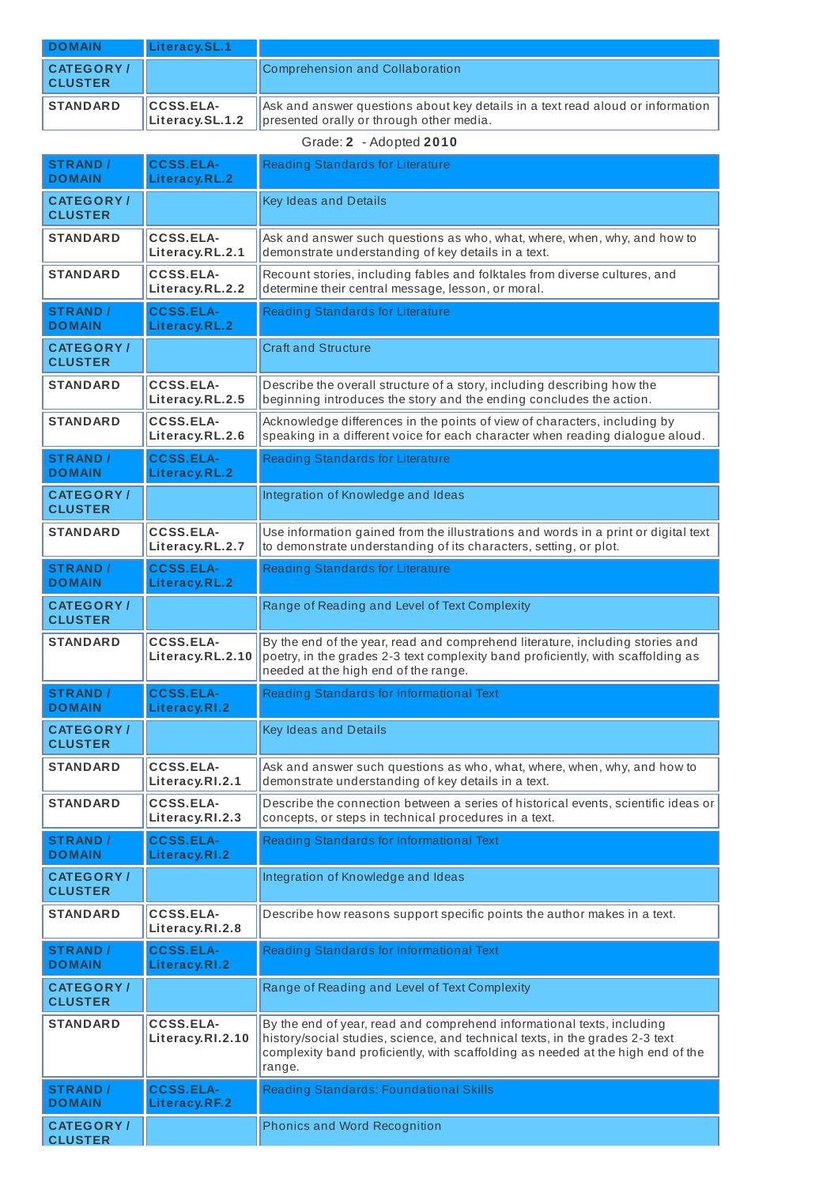| DOMAIN | Literacy.SL.1 | |
|---|---|---|
| CATEGORY / CLUSTER | | Comprehension and Collaboration |
| STANDARD | CCSS.ELA-Literacy.SL.1.2 | Ask and answer questions about key details in a text read aloud or information presented orally or through other media. |

Grade: **2** - Adopted **2010**

| STRAND / DOMAIN | CCSS.ELA-Literacy.RL.2 | Reading Standards for Literature |
|---|---|---|
| CATEGORY / CLUSTER | | Key Ideas and Details |
| STANDARD | CCSS.ELA-Literacy.RL.2.1 | Ask and answer such questions as who, what, where, when, why, and how to demonstrate understanding of key details in a text. |
| STANDARD | CCSS.ELA-Literacy.RL.2.2 | Recount stories, including fables and folktales from diverse cultures, and determine their central message, lesson, or moral. |
| STRAND / DOMAIN | CCSS.ELA-Literacy.RL.2 | Reading Standards for Literature |
| CATEGORY / CLUSTER | | Craft and Structure |
| STANDARD | CCSS.ELA-Literacy.RL.2.5 | Describe the overall structure of a story, including describing how the beginning introduces the story and the ending concludes the action. |
| STANDARD | CCSS.ELA-Literacy.RL.2.6 | Acknowledge differences in the points of view of characters, including by speaking in a different voice for each character when reading dialogue aloud. |
| STRAND / DOMAIN | CCSS.ELA-Literacy.RL.2 | Reading Standards for Literature |
| CATEGORY / CLUSTER | | Integration of Knowledge and Ideas |
| STANDARD | CCSS.ELA-Literacy.RL.2.7 | Use information gained from the illustrations and words in a print or digital text to demonstrate understanding of its characters, setting, or plot. |
| STRAND / DOMAIN | CCSS.ELA-Literacy.RL.2 | Reading Standards for Literature |
| CATEGORY / CLUSTER | | Range of Reading and Level of Text Complexity |
| STANDARD | CCSS.ELA-Literacy.RL.2.10 | By the end of the year, read and comprehend literature, including stories and poetry, in the grades 2-3 text complexity band proficiently, with scaffolding as needed at the high end of the range. |
| STRAND / DOMAIN | CCSS.ELA-Literacy.RI.2 | Reading Standards for Informational Text |
| CATEGORY / CLUSTER | | Key Ideas and Details |
| STANDARD | CCSS.ELA-Literacy.RI.2.1 | Ask and answer such questions as who, what, where, when, why, and how to demonstrate understanding of key details in a text. |
| STANDARD | CCSS.ELA-Literacy.RI.2.3 | Describe the connection between a series of historical events, scientific ideas or concepts, or steps in technical procedures in a text. |
| STRAND / DOMAIN | CCSS.ELA-Literacy.RI.2 | Reading Standards for Informational Text |
| CATEGORY / CLUSTER | | Integration of Knowledge and Ideas |
| STANDARD | CCSS.ELA-Literacy.RI.2.8 | Describe how reasons support specific points the author makes in a text. |
| STRAND / DOMAIN | CCSS.ELA-Literacy.RI.2 | Reading Standards for Informational Text |
| CATEGORY / CLUSTER | | Range of Reading and Level of Text Complexity |
| STANDARD | CCSS.ELA-Literacy.RI.2.10 | By the end of year, read and comprehend informational texts, including history/social studies, science, and technical texts, in the grades 2-3 text complexity band proficiently, with scaffolding as needed at the high end of the range. |
| STRAND / DOMAIN | CCSS.ELA-Literacy.RF.2 | Reading Standards: Foundational Skills |
| CATEGORY / CLUSTER | | Phonics and Word Recognition |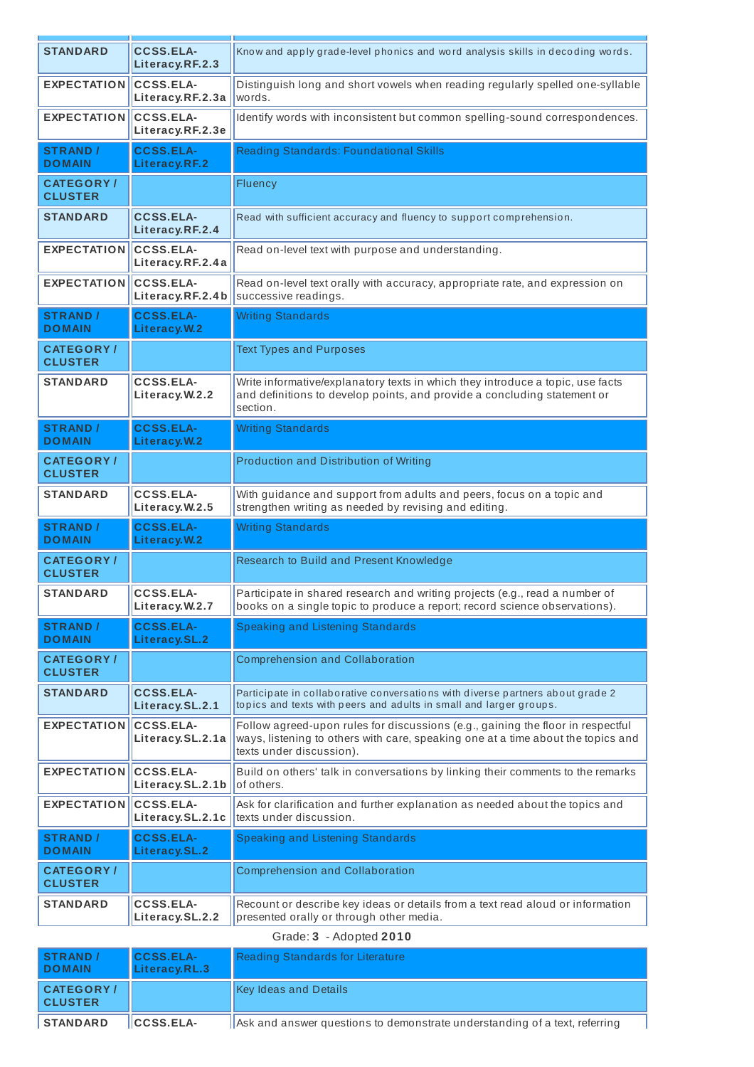| | | |
|---|---|---|
| STANDARD | CCSS.ELA-Literacy.RF.2.3 | Know and apply grade-level phonics and word analysis skills in decoding words. |
| EXPECTATION | CCSS.ELA-Literacy.RF.2.3a | Distinguish long and short vowels when reading regularly spelled one-syllable words. |
| EXPECTATION | CCSS.ELA-Literacy.RF.2.3e | Identify words with inconsistent but common spelling-sound correspondences. |
| STRAND / DOMAIN | CCSS.ELA-Literacy.RF.2 | Reading Standards: Foundational Skills |
| CATEGORY / CLUSTER | | Fluency |
| STANDARD | CCSS.ELA-Literacy.RF.2.4 | Read with sufficient accuracy and fluency to support comprehension. |
| EXPECTATION | CCSS.ELA-Literacy.RF.2.4a | Read on-level text with purpose and understanding. |
| EXPECTATION | CCSS.ELA-Literacy.RF.2.4b | Read on-level text orally with accuracy, appropriate rate, and expression on successive readings. |
| STRAND / DOMAIN | CCSS.ELA-Literacy.W.2 | Writing Standards |
| CATEGORY / CLUSTER | | Text Types and Purposes |
| STANDARD | CCSS.ELA-Literacy.W.2.2 | Write informative/explanatory texts in which they introduce a topic, use facts and definitions to develop points, and provide a concluding statement or section. |
| STRAND / DOMAIN | CCSS.ELA-Literacy.W.2 | Writing Standards |
| CATEGORY / CLUSTER | | Production and Distribution of Writing |
| STANDARD | CCSS.ELA-Literacy.W.2.5 | With guidance and support from adults and peers, focus on a topic and strengthen writing as needed by revising and editing. |
| STRAND / DOMAIN | CCSS.ELA-Literacy.W.2 | Writing Standards |
| CATEGORY / CLUSTER | | Research to Build and Present Knowledge |
| STANDARD | CCSS.ELA-Literacy.W.2.7 | Participate in shared research and writing projects (e.g., read a number of books on a single topic to produce a report; record science observations). |
| STRAND / DOMAIN | CCSS.ELA-Literacy.SL.2 | Speaking and Listening Standards |
| CATEGORY / CLUSTER | | Comprehension and Collaboration |
| STANDARD | CCSS.ELA-Literacy.SL.2.1 | Participate in collaborative conversations with diverse partners about grade 2 topics and texts with peers and adults in small and larger groups. |
| EXPECTATION | CCSS.ELA-Literacy.SL.2.1a | Follow agreed-upon rules for discussions (e.g., gaining the floor in respectful ways, listening to others with care, speaking one at a time about the topics and texts under discussion). |
| EXPECTATION | CCSS.ELA-Literacy.SL.2.1b | Build on others' talk in conversations by linking their comments to the remarks of others. |
| EXPECTATION | CCSS.ELA-Literacy.SL.2.1c | Ask for clarification and further explanation as needed about the topics and texts under discussion. |
| STRAND / DOMAIN | CCSS.ELA-Literacy.SL.2 | Speaking and Listening Standards |
| CATEGORY / CLUSTER | | Comprehension and Collaboration |
| STANDARD | CCSS.ELA-Literacy.SL.2.2 | Recount or describe key ideas or details from a text read aloud or information presented orally or through other media. |

Grade: **3** - Adopted **2010**

| | | |
|---|---|---|
| STRAND / DOMAIN | CCSS.ELA-Literacy.RL.3 | Reading Standards for Literature |
| CATEGORY / CLUSTER | | Key Ideas and Details |
| STANDARD | CCSS.ELA- | Ask and answer questions to demonstrate understanding of a text, referring |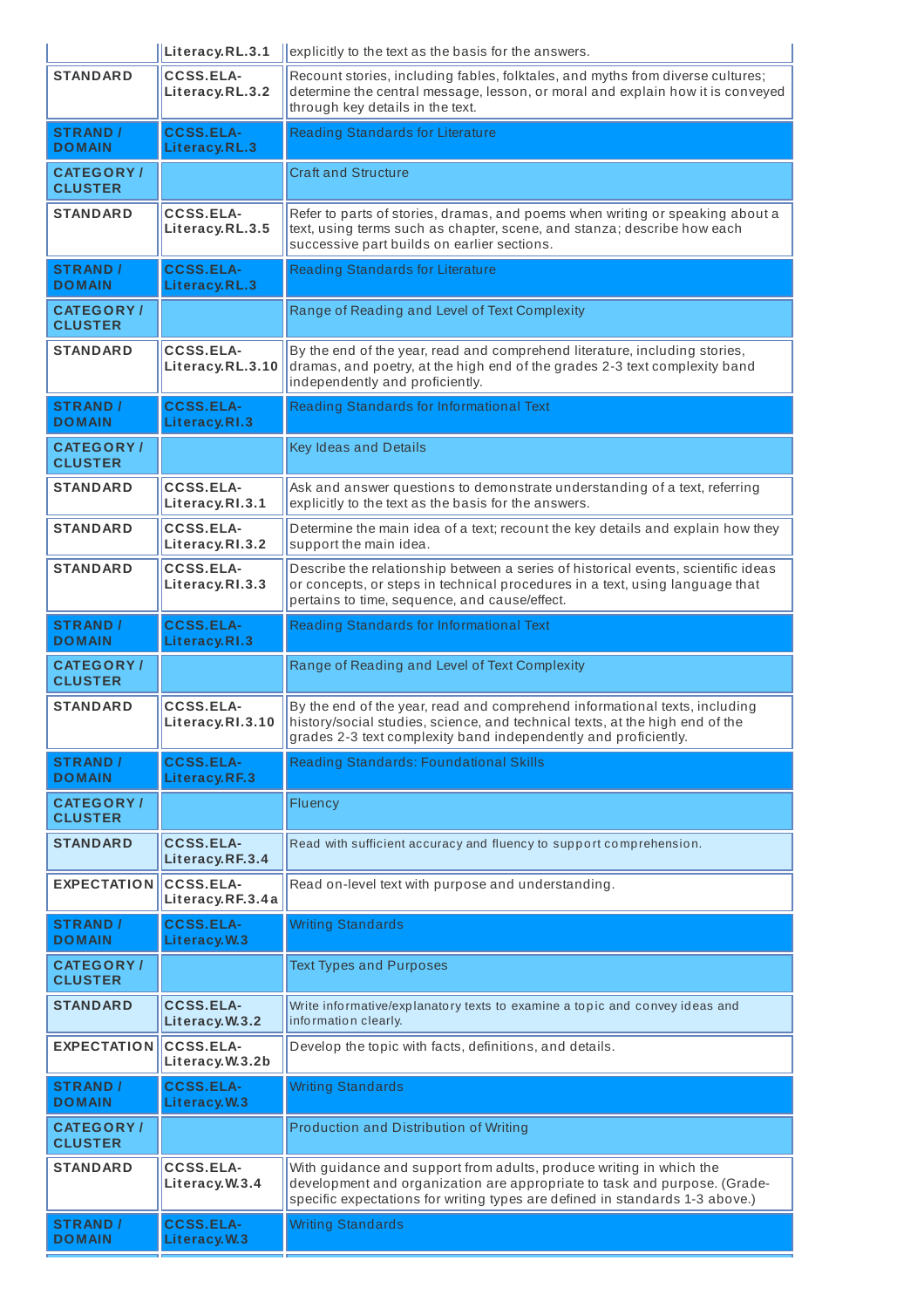| | | |
|---|---|---|
| | Literacy.RL.3.1 | explicitly to the text as the basis for the answers. |
| STANDARD | CCSS.ELA-Literacy.RL.3.2 | Recount stories, including fables, folktales, and myths from diverse cultures; determine the central message, lesson, or moral and explain how it is conveyed through key details in the text. |
| STRAND / DOMAIN | CCSS.ELA-Literacy.RL.3 | Reading Standards for Literature |
| CATEGORY / CLUSTER | | Craft and Structure |
| STANDARD | CCSS.ELA-Literacy.RL.3.5 | Refer to parts of stories, dramas, and poems when writing or speaking about a text, using terms such as chapter, scene, and stanza; describe how each successive part builds on earlier sections. |
| STRAND / DOMAIN | CCSS.ELA-Literacy.RL.3 | Reading Standards for Literature |
| CATEGORY / CLUSTER | | Range of Reading and Level of Text Complexity |
| STANDARD | CCSS.ELA-Literacy.RL.3.10 | By the end of the year, read and comprehend literature, including stories, dramas, and poetry, at the high end of the grades 2-3 text complexity band independently and proficiently. |
| STRAND / DOMAIN | CCSS.ELA-Literacy.RI.3 | Reading Standards for Informational Text |
| CATEGORY / CLUSTER | | Key Ideas and Details |
| STANDARD | CCSS.ELA-Literacy.RI.3.1 | Ask and answer questions to demonstrate understanding of a text, referring explicitly to the text as the basis for the answers. |
| STANDARD | CCSS.ELA-Literacy.RI.3.2 | Determine the main idea of a text; recount the key details and explain how they support the main idea. |
| STANDARD | CCSS.ELA-Literacy.RI.3.3 | Describe the relationship between a series of historical events, scientific ideas or concepts, or steps in technical procedures in a text, using language that pertains to time, sequence, and cause/effect. |
| STRAND / DOMAIN | CCSS.ELA-Literacy.RI.3 | Reading Standards for Informational Text |
| CATEGORY / CLUSTER | | Range of Reading and Level of Text Complexity |
| STANDARD | CCSS.ELA-Literacy.RI.3.10 | By the end of the year, read and comprehend informational texts, including history/social studies, science, and technical texts, at the high end of the grades 2-3 text complexity band independently and proficiently. |
| STRAND / DOMAIN | CCSS.ELA-Literacy.RF.3 | Reading Standards: Foundational Skills |
| CATEGORY / CLUSTER | | Fluency |
| STANDARD | CCSS.ELA-Literacy.RF.3.4 | Read with sufficient accuracy and fluency to support comprehension. |
| EXPECTATION | CCSS.ELA-Literacy.RF.3.4a | Read on-level text with purpose and understanding. |
| STRAND / DOMAIN | CCSS.ELA-Literacy.W.3 | Writing Standards |
| CATEGORY / CLUSTER | | Text Types and Purposes |
| STANDARD | CCSS.ELA-Literacy.W.3.2 | Write informative/explanatory texts to examine a topic and convey ideas and information clearly. |
| EXPECTATION | CCSS.ELA-Literacy.W.3.2b | Develop the topic with facts, definitions, and details. |
| STRAND / DOMAIN | CCSS.ELA-Literacy.W.3 | Writing Standards |
| CATEGORY / CLUSTER | | Production and Distribution of Writing |
| STANDARD | CCSS.ELA-Literacy.W.3.4 | With guidance and support from adults, produce writing in which the development and organization are appropriate to task and purpose. (Grade-specific expectations for writing types are defined in standards 1-3 above.) |
| STRAND / DOMAIN | CCSS.ELA-Literacy.W.3 | Writing Standards |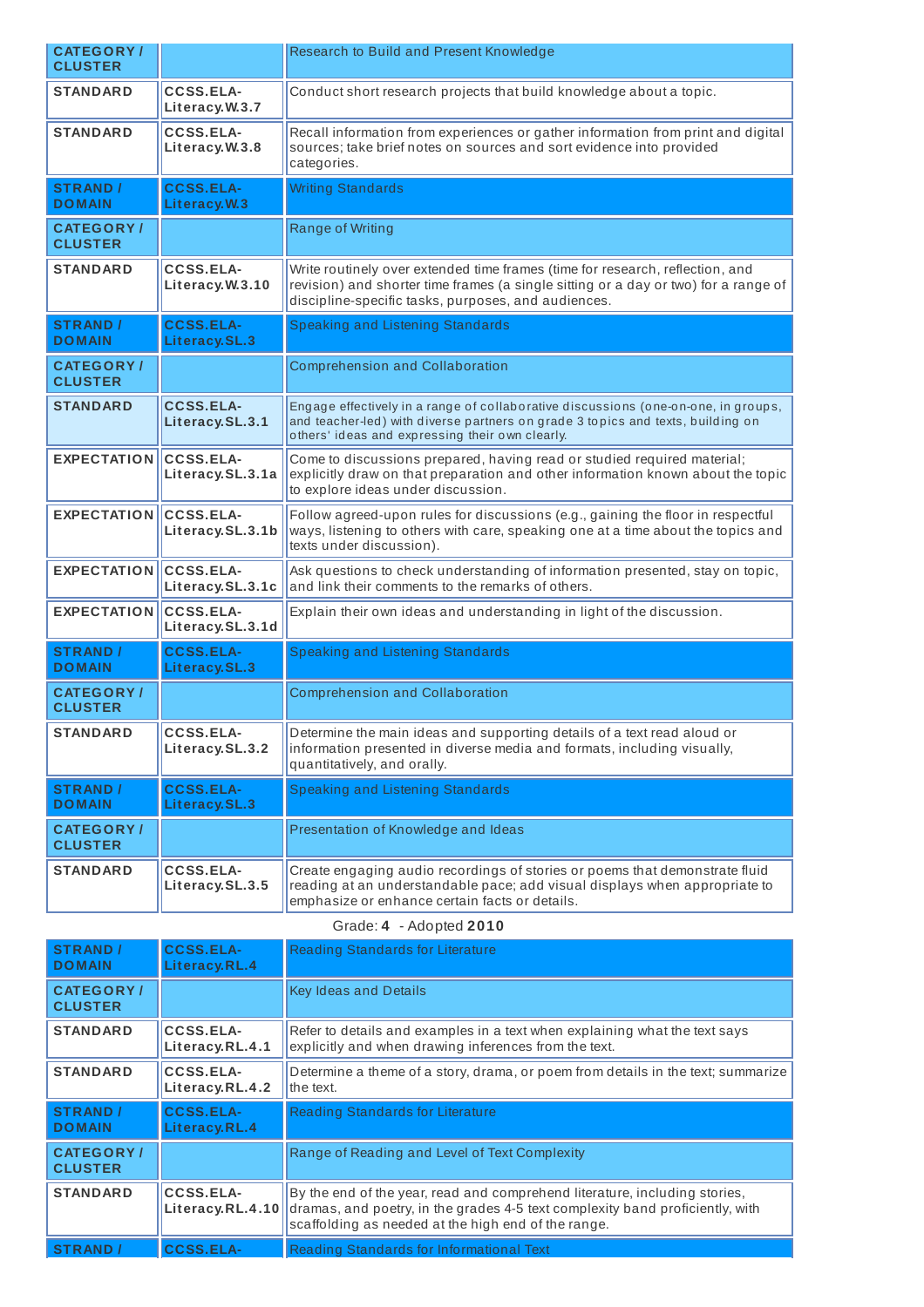| CATEGORY / CLUSTER | | Research to Build and Present Knowledge |
|---|---|---|
| STANDARD | CCSS.ELA-Literacy.W.3.7 | Conduct short research projects that build knowledge about a topic. |
| STANDARD | CCSS.ELA-Literacy.W.3.8 | Recall information from experiences or gather information from print and digital sources; take brief notes on sources and sort evidence into provided categories. |
| STRAND / DOMAIN | CCSS.ELA-Literacy.W.3 | Writing Standards |
| CATEGORY / CLUSTER | | Range of Writing |
| STANDARD | CCSS.ELA-Literacy.W.3.10 | Write routinely over extended time frames (time for research, reflection, and revision) and shorter time frames (a single sitting or a day or two) for a range of discipline-specific tasks, purposes, and audiences. |
| STRAND / DOMAIN | CCSS.ELA-Literacy.SL.3 | Speaking and Listening Standards |
| CATEGORY / CLUSTER | | Comprehension and Collaboration |
| STANDARD | CCSS.ELA-Literacy.SL.3.1 | Engage effectively in a range of collaborative discussions (one-on-one, in groups, and teacher-led) with diverse partners on grade 3 topics and texts, building on others' ideas and expressing their own clearly. |
| EXPECTATION | CCSS.ELA-Literacy.SL.3.1a | Come to discussions prepared, having read or studied required material; explicitly draw on that preparation and other information known about the topic to explore ideas under discussion. |
| EXPECTATION | CCSS.ELA-Literacy.SL.3.1b | Follow agreed-upon rules for discussions (e.g., gaining the floor in respectful ways, listening to others with care, speaking one at a time about the topics and texts under discussion). |
| EXPECTATION | CCSS.ELA-Literacy.SL.3.1c | Ask questions to check understanding of information presented, stay on topic, and link their comments to the remarks of others. |
| EXPECTATION | CCSS.ELA-Literacy.SL.3.1d | Explain their own ideas and understanding in light of the discussion. |
| STRAND / DOMAIN | CCSS.ELA-Literacy.SL.3 | Speaking and Listening Standards |
| CATEGORY / CLUSTER | | Comprehension and Collaboration |
| STANDARD | CCSS.ELA-Literacy.SL.3.2 | Determine the main ideas and supporting details of a text read aloud or information presented in diverse media and formats, including visually, quantitatively, and orally. |
| STRAND / DOMAIN | CCSS.ELA-Literacy.SL.3 | Speaking and Listening Standards |
| CATEGORY / CLUSTER | | Presentation of Knowledge and Ideas |
| STANDARD | CCSS.ELA-Literacy.SL.3.5 | Create engaging audio recordings of stories or poems that demonstrate fluid reading at an understandable pace; add visual displays when appropriate to emphasize or enhance certain facts or details. |

Grade: **4** - Adopted **2010**

| STRAND / DOMAIN | CCSS.ELA-Literacy.RL.4 | Reading Standards for Literature |
|---|---|---|
| CATEGORY / CLUSTER | | Key Ideas and Details |
| STANDARD | CCSS.ELA-Literacy.RL.4.1 | Refer to details and examples in a text when explaining what the text says explicitly and when drawing inferences from the text. |
| STANDARD | CCSS.ELA-Literacy.RL.4.2 | Determine a theme of a story, drama, or poem from details in the text; summarize the text. |
| STRAND / DOMAIN | CCSS.ELA-Literacy.RL.4 | Reading Standards for Literature |
| CATEGORY / CLUSTER | | Range of Reading and Level of Text Complexity |
| STANDARD | CCSS.ELA-Literacy.RL.4.10 | By the end of the year, read and comprehend literature, including stories, dramas, and poetry, in the grades 4-5 text complexity band proficiently, with scaffolding as needed at the high end of the range. |
| STRAND / | CCSS.ELA- | Reading Standards for Informational Text |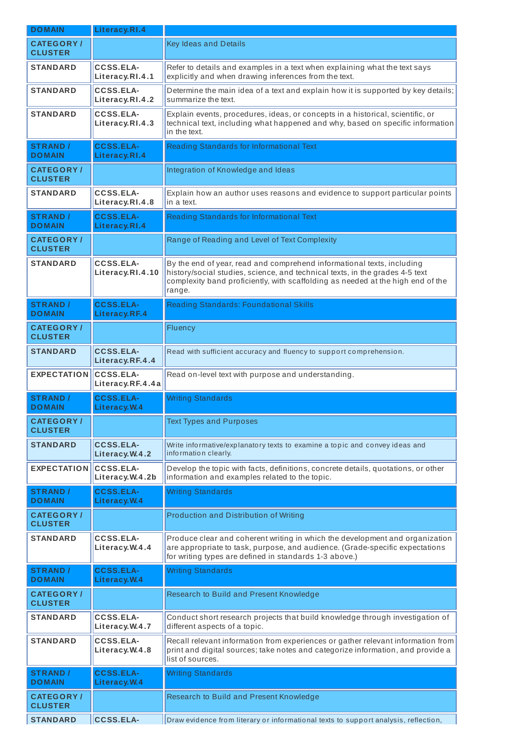| DOMAIN | Literacy.RI.4 | |
|---|---|---|
| CATEGORY / CLUSTER | | Key Ideas and Details |
| STANDARD | CCSS.ELA-Literacy.RI.4.1 | Refer to details and examples in a text when explaining what the text says explicitly and when drawing inferences from the text. |
| STANDARD | CCSS.ELA-Literacy.RI.4.2 | Determine the main idea of a text and explain how it is supported by key details; summarize the text. |
| STANDARD | CCSS.ELA-Literacy.RI.4.3 | Explain events, procedures, ideas, or concepts in a historical, scientific, or technical text, including what happened and why, based on specific information in the text. |
| STRAND / DOMAIN | CCSS.ELA-Literacy.RI.4 | Reading Standards for Informational Text |
| CATEGORY / CLUSTER | | Integration of Knowledge and Ideas |
| STANDARD | CCSS.ELA-Literacy.RI.4.8 | Explain how an author uses reasons and evidence to support particular points in a text. |
| STRAND / DOMAIN | CCSS.ELA-Literacy.RI.4 | Reading Standards for Informational Text |
| CATEGORY / CLUSTER | | Range of Reading and Level of Text Complexity |
| STANDARD | CCSS.ELA-Literacy.RI.4.10 | By the end of year, read and comprehend informational texts, including history/social studies, science, and technical texts, in the grades 4-5 text complexity band proficiently, with scaffolding as needed at the high end of the range. |
| STRAND / DOMAIN | CCSS.ELA-Literacy.RF.4 | Reading Standards: Foundational Skills |
| CATEGORY / CLUSTER | | Fluency |
| STANDARD | CCSS.ELA-Literacy.RF.4.4 | Read with sufficient accuracy and fluency to support comprehension. |
| EXPECTATION | CCSS.ELA-Literacy.RF.4.4a | Read on-level text with purpose and understanding. |
| STRAND / DOMAIN | CCSS.ELA-Literacy.W.4 | Writing Standards |
| CATEGORY / CLUSTER | | Text Types and Purposes |
| STANDARD | CCSS.ELA-Literacy.W.4.2 | Write informative/explanatory texts to examine a topic and convey ideas and information clearly. |
| EXPECTATION | CCSS.ELA-Literacy.W.4.2b | Develop the topic with facts, definitions, concrete details, quotations, or other information and examples related to the topic. |
| STRAND / DOMAIN | CCSS.ELA-Literacy.W.4 | Writing Standards |
| CATEGORY / CLUSTER | | Production and Distribution of Writing |
| STANDARD | CCSS.ELA-Literacy.W.4.4 | Produce clear and coherent writing in which the development and organization are appropriate to task, purpose, and audience. (Grade-specific expectations for writing types are defined in standards 1-3 above.) |
| STRAND / DOMAIN | CCSS.ELA-Literacy.W.4 | Writing Standards |
| CATEGORY / CLUSTER | | Research to Build and Present Knowledge |
| STANDARD | CCSS.ELA-Literacy.W.4.7 | Conduct short research projects that build knowledge through investigation of different aspects of a topic. |
| STANDARD | CCSS.ELA-Literacy.W.4.8 | Recall relevant information from experiences or gather relevant information from print and digital sources; take notes and categorize information, and provide a list of sources. |
| STRAND / DOMAIN | CCSS.ELA-Literacy.W.4 | Writing Standards |
| CATEGORY / CLUSTER | | Research to Build and Present Knowledge |
| STANDARD | CCSS.ELA- | Draw evidence from literary or informational texts to support analysis, reflection, |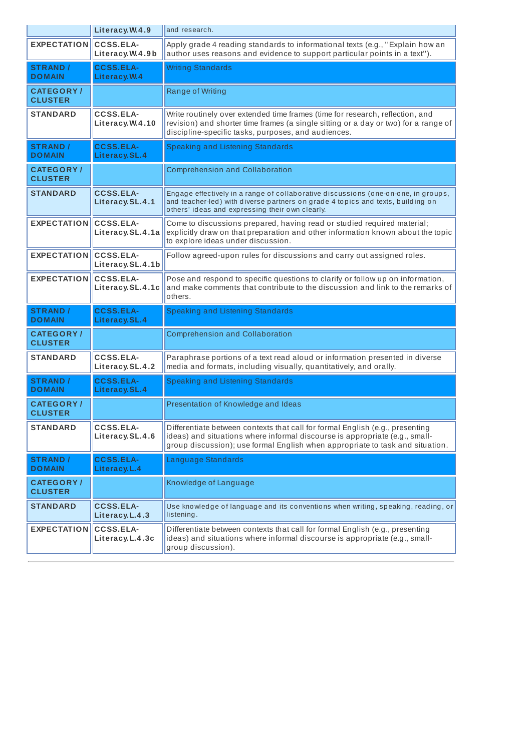| | | |
|---|---|---|
| | Literacy.W.4.9 | and research. |
| EXPECTATION | CCSS.ELA-Literacy.W.4.9b | Apply grade 4 reading standards to informational texts (e.g., ''Explain how an author uses reasons and evidence to support particular points in a text''). |
| STRAND / DOMAIN | CCSS.ELA-Literacy.W.4 | Writing Standards |
| CATEGORY / CLUSTER | | Range of Writing |
| STANDARD | CCSS.ELA-Literacy.W.4.10 | Write routinely over extended time frames (time for research, reflection, and revision) and shorter time frames (a single sitting or a day or two) for a range of discipline-specific tasks, purposes, and audiences. |
| STRAND / DOMAIN | CCSS.ELA-Literacy.SL.4 | Speaking and Listening Standards |
| CATEGORY / CLUSTER | | Comprehension and Collaboration |
| STANDARD | CCSS.ELA-Literacy.SL.4.1 | Engage effectively in a range of collaborative discussions (one-on-one, in groups, and teacher-led) with diverse partners on grade 4 topics and texts, building on others' ideas and expressing their own clearly. |
| EXPECTATION | CCSS.ELA-Literacy.SL.4.1a | Come to discussions prepared, having read or studied required material; explicitly draw on that preparation and other information known about the topic to explore ideas under discussion. |
| EXPECTATION | CCSS.ELA-Literacy.SL.4.1b | Follow agreed-upon rules for discussions and carry out assigned roles. |
| EXPECTATION | CCSS.ELA-Literacy.SL.4.1c | Pose and respond to specific questions to clarify or follow up on information, and make comments that contribute to the discussion and link to the remarks of others. |
| STRAND / DOMAIN | CCSS.ELA-Literacy.SL.4 | Speaking and Listening Standards |
| CATEGORY / CLUSTER | | Comprehension and Collaboration |
| STANDARD | CCSS.ELA-Literacy.SL.4.2 | Paraphrase portions of a text read aloud or information presented in diverse media and formats, including visually, quantitatively, and orally. |
| STRAND / DOMAIN | CCSS.ELA-Literacy.SL.4 | Speaking and Listening Standards |
| CATEGORY / CLUSTER | | Presentation of Knowledge and Ideas |
| STANDARD | CCSS.ELA-Literacy.SL.4.6 | Differentiate between contexts that call for formal English (e.g., presenting ideas) and situations where informal discourse is appropriate (e.g., small-group discussion); use formal English when appropriate to task and situation. |
| STRAND / DOMAIN | CCSS.ELA-Literacy.L.4 | Language Standards |
| CATEGORY / CLUSTER | | Knowledge of Language |
| STANDARD | CCSS.ELA-Literacy.L.4.3 | Use knowledge of language and its conventions when writing, speaking, reading, or listening. |
| EXPECTATION | CCSS.ELA-Literacy.L.4.3c | Differentiate between contexts that call for formal English (e.g., presenting ideas) and situations where informal discourse is appropriate (e.g., small-group discussion). |